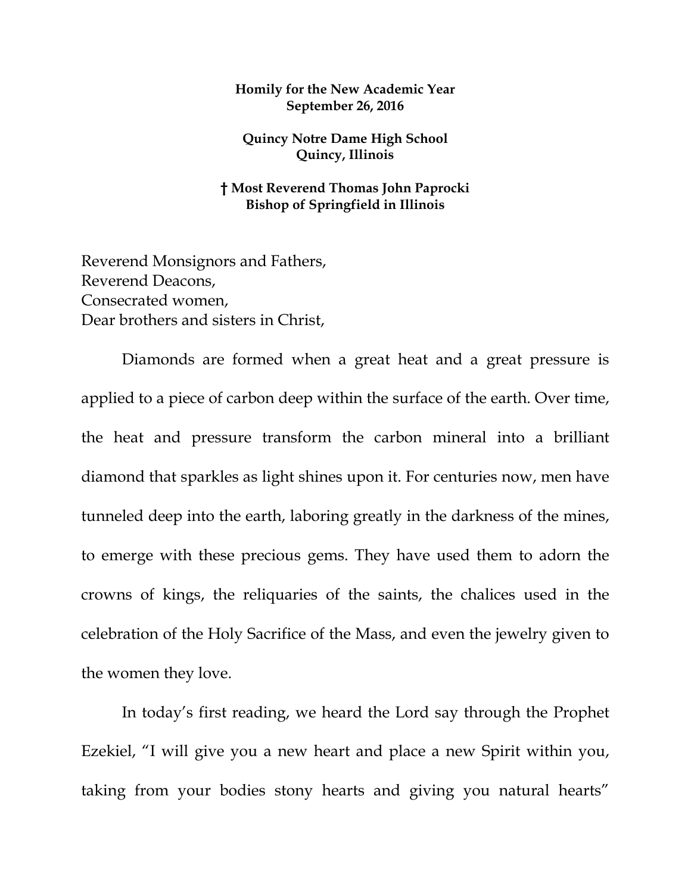**Homily for the New Academic Year**
**September 26, 2016**

**Quincy Notre Dame High School**
**Quincy, Illinois**

**† Most Reverend Thomas John Paprocki**
**Bishop of Springfield in Illinois**

Reverend Monsignors and Fathers,
Reverend Deacons,
Consecrated women,
Dear brothers and sisters in Christ,

Diamonds are formed when a great heat and a great pressure is applied to a piece of carbon deep within the surface of the earth. Over time, the heat and pressure transform the carbon mineral into a brilliant diamond that sparkles as light shines upon it. For centuries now, men have tunneled deep into the earth, laboring greatly in the darkness of the mines, to emerge with these precious gems. They have used them to adorn the crowns of kings, the reliquaries of the saints, the chalices used in the celebration of the Holy Sacrifice of the Mass, and even the jewelry given to the women they love.

In today's first reading, we heard the Lord say through the Prophet Ezekiel, "I will give you a new heart and place a new Spirit within you, taking from your bodies stony hearts and giving you natural hearts"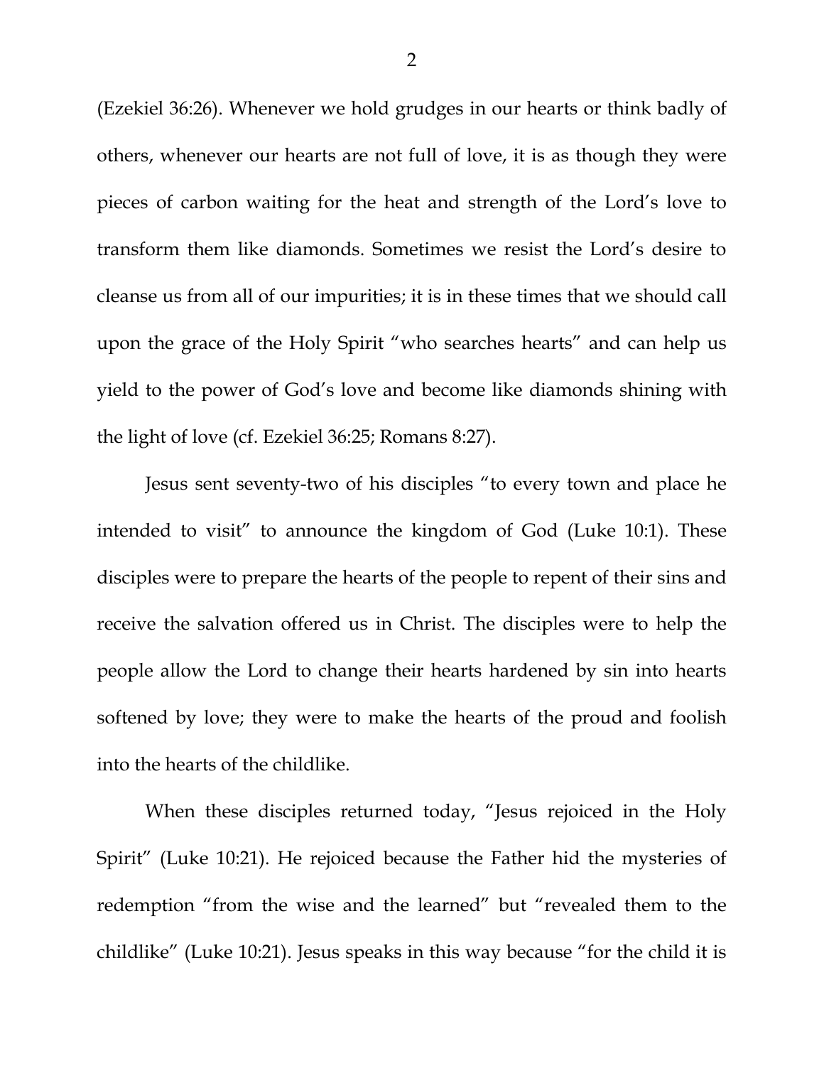(Ezekiel 36:26). Whenever we hold grudges in our hearts or think badly of others, whenever our hearts are not full of love, it is as though they were pieces of carbon waiting for the heat and strength of the Lord's love to transform them like diamonds. Sometimes we resist the Lord's desire to cleanse us from all of our impurities; it is in these times that we should call upon the grace of the Holy Spirit "who searches hearts" and can help us yield to the power of God's love and become like diamonds shining with the light of love (cf. Ezekiel 36:25; Romans 8:27).

Jesus sent seventy-two of his disciples "to every town and place he intended to visit" to announce the kingdom of God (Luke 10:1). These disciples were to prepare the hearts of the people to repent of their sins and receive the salvation offered us in Christ. The disciples were to help the people allow the Lord to change their hearts hardened by sin into hearts softened by love; they were to make the hearts of the proud and foolish into the hearts of the childlike.

When these disciples returned today, "Jesus rejoiced in the Holy Spirit" (Luke 10:21). He rejoiced because the Father hid the mysteries of redemption "from the wise and the learned" but "revealed them to the childlike" (Luke 10:21). Jesus speaks in this way because "for the child it is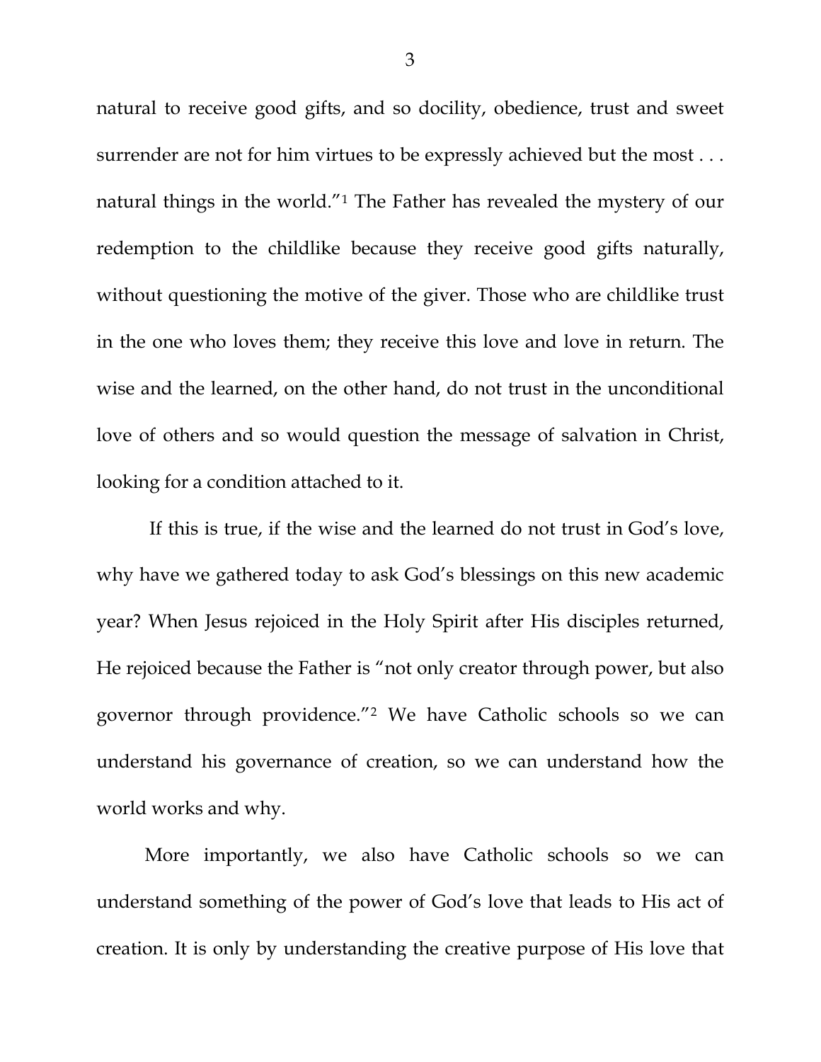natural to receive good gifts, and so docility, obedience, trust and sweet surrender are not for him virtues to be expressly achieved but the most . . . natural things in the world."[1] The Father has revealed the mystery of our redemption to the childlike because they receive good gifts naturally, without questioning the motive of the giver. Those who are childlike trust in the one who loves them; they receive this love and love in return. The wise and the learned, on the other hand, do not trust in the unconditional love of others and so would question the message of salvation in Christ, looking for a condition attached to it.

If this is true, if the wise and the learned do not trust in God's love, why have we gathered today to ask God's blessings on this new academic year? When Jesus rejoiced in the Holy Spirit after His disciples returned, He rejoiced because the Father is "not only creator through power, but also governor through providence."[2] We have Catholic schools so we can understand his governance of creation, so we can understand how the world works and why.

More importantly, we also have Catholic schools so we can understand something of the power of God's love that leads to His act of creation. It is only by understanding the creative purpose of His love that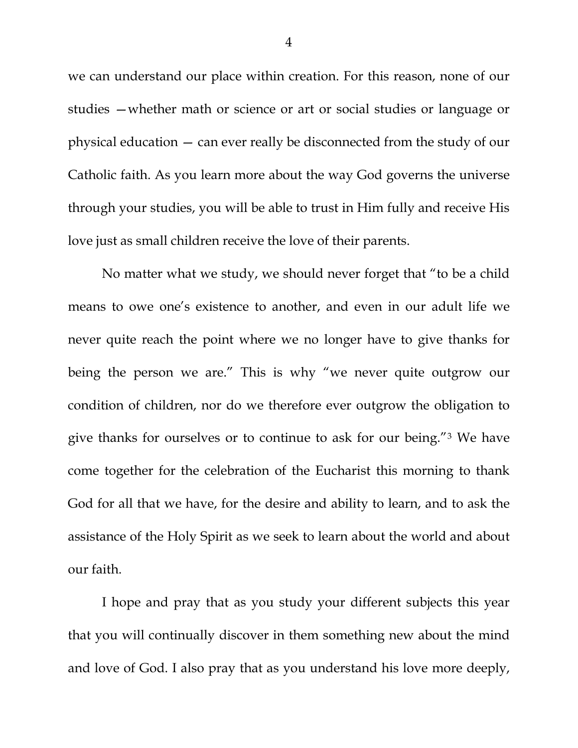we can understand our place within creation. For this reason, none of our studies —whether math or science or art or social studies or language or physical education — can ever really be disconnected from the study of our Catholic faith. As you learn more about the way God governs the universe through your studies, you will be able to trust in Him fully and receive His love just as small children receive the love of their parents.

No matter what we study, we should never forget that "to be a child means to owe one's existence to another, and even in our adult life we never quite reach the point where we no longer have to give thanks for being the person we are." This is why "we never quite outgrow our condition of children, nor do we therefore ever outgrow the obligation to give thanks for ourselves or to continue to ask for our being."[3] We have come together for the celebration of the Eucharist this morning to thank God for all that we have, for the desire and ability to learn, and to ask the assistance of the Holy Spirit as we seek to learn about the world and about our faith.

I hope and pray that as you study your different subjects this year that you will continually discover in them something new about the mind and love of God. I also pray that as you understand his love more deeply,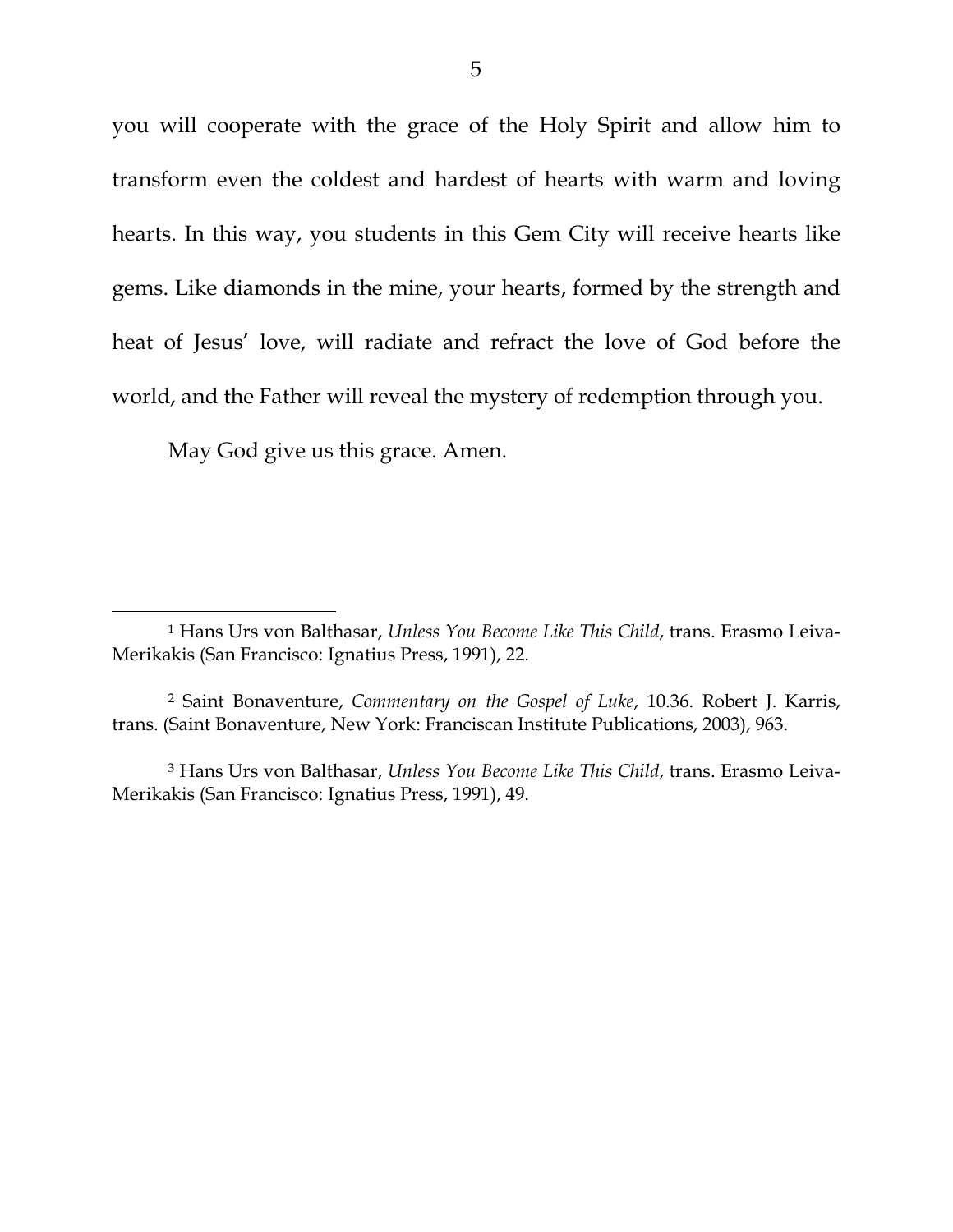you will cooperate with the grace of the Holy Spirit and allow him to transform even the coldest and hardest of hearts with warm and loving hearts. In this way, you students in this Gem City will receive hearts like gems. Like diamonds in the mine, your hearts, formed by the strength and heat of Jesus' love, will radiate and refract the love of God before the world, and the Father will reveal the mystery of redemption through you.

May God give us this grace. Amen.

---

[1] Hans Urs von Balthasar, *Unless You Become Like This Child*, trans. Erasmo Leiva-Merikakis (San Francisco: Ignatius Press, 1991), 22.

[2] Saint Bonaventure, *Commentary on the Gospel of Luke*, 10.36. Robert J. Karris, trans. (Saint Bonaventure, New York: Franciscan Institute Publications, 2003), 963.

[3] Hans Urs von Balthasar, *Unless You Become Like This Child*, trans. Erasmo Leiva-Merikakis (San Francisco: Ignatius Press, 1991), 49.